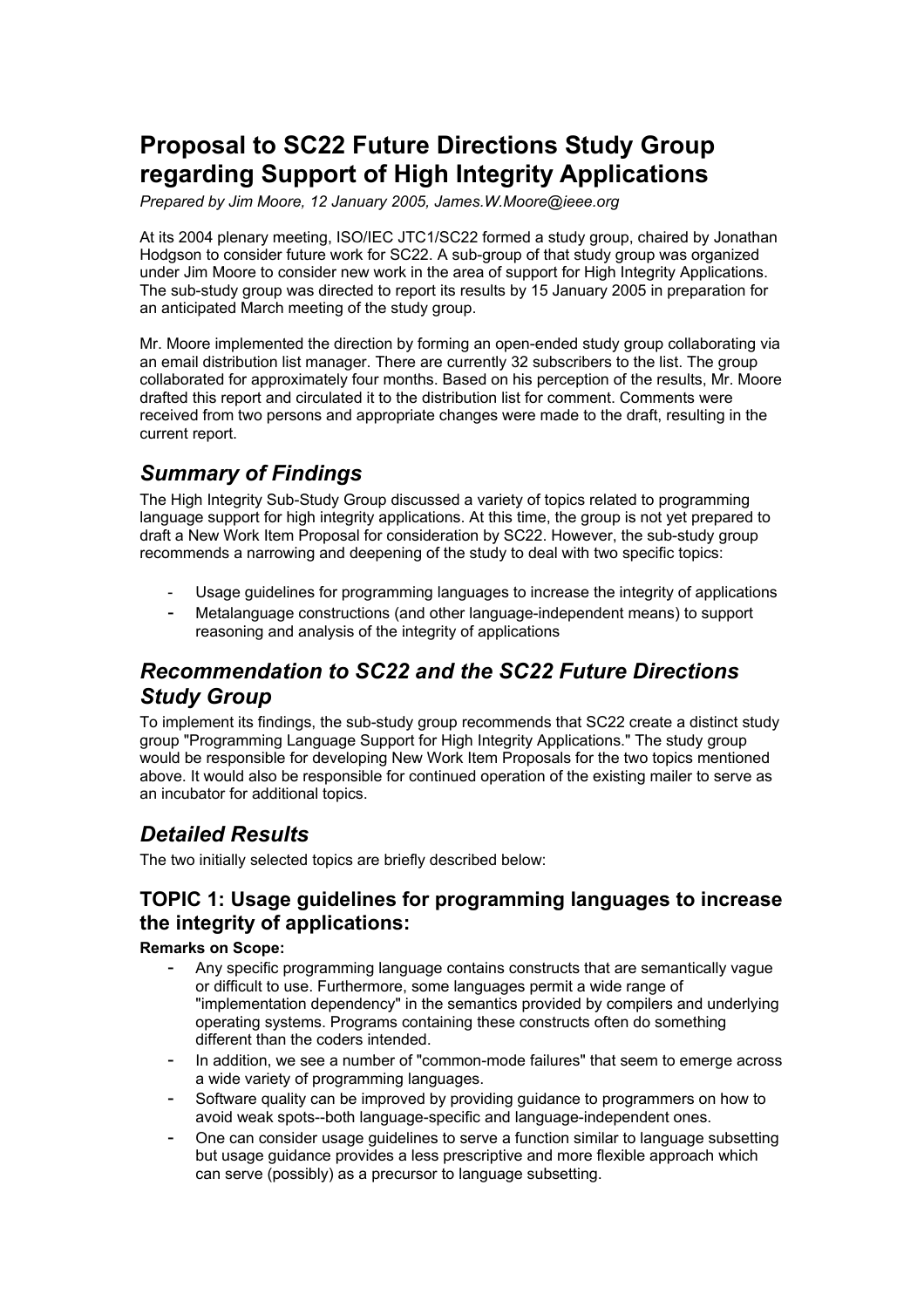# Proposal to SC22 Future Directions Study Group regarding Support of High Integrity Applications

*Prepared by Jim Moore, 12 January 2005, James.W.Moore@ieee.org*

At its 2004 plenary meeting, ISO/IEC JTC1/SC22 formed a study group, chaired by Jonathan Hodgson to consider future work for SC22. A sub-group of that study group was organized under Jim Moore to consider new work in the area of support for High Integrity Applications. The sub-study group was directed to report its results by 15 January 2005 in preparation for an anticipated March meeting of the study group.

Mr. Moore implemented the direction by forming an open-ended study group collaborating via an email distribution list manager. There are currently 32 subscribers to the list. The group collaborated for approximately four months. Based on his perception of the results, Mr. Moore drafted this report and circulated it to the distribution list for comment. Comments were received from two persons and appropriate changes were made to the draft, resulting in the current report.

## *Summary of Findings*

The High Integrity Sub-Study Group discussed a variety of topics related to programming language support for high integrity applications. At this time, the group is not yet prepared to draft a New Work Item Proposal for consideration by SC22. However, the sub-study group recommends a narrowing and deepening of the study to deal with two specific topics:

- Usage guidelines for programming languages to increase the integrity of applications
- Metalanguage constructions (and other language-independent means) to support reasoning and analysis of the integrity of applications

## *Recommendation to SC22 and the SC22 Future Directions Study Group*

To implement its findings, the sub-study group recommends that SC22 create a distinct study group "Programming Language Support for High Integrity Applications." The study group would be responsible for developing New Work Item Proposals for the two topics mentioned above. It would also be responsible for continued operation of the existing mailer to serve as an incubator for additional topics.

## *Detailed Results*

The two initially selected topics are briefly described below:

### TOPIC 1: Usage guidelines for programming languages to increase the integrity of applications:

**Remarks on Scope:**

- Any specific programming language contains constructs that are semantically vague or difficult to use. Furthermore, some languages permit a wide range of "implementation dependency" in the semantics provided by compilers and underlying operating systems. Programs containing these constructs often do something different than the coders intended.
- In addition, we see a number of "common-mode failures" that seem to emerge across a wide variety of programming languages.
- Software quality can be improved by providing guidance to programmers on how to avoid weak spots--both language-specific and language-independent ones.
- One can consider usage guidelines to serve a function similar to language subsetting but usage guidance provides a less prescriptive and more flexible approach which can serve (possibly) as a precursor to language subsetting.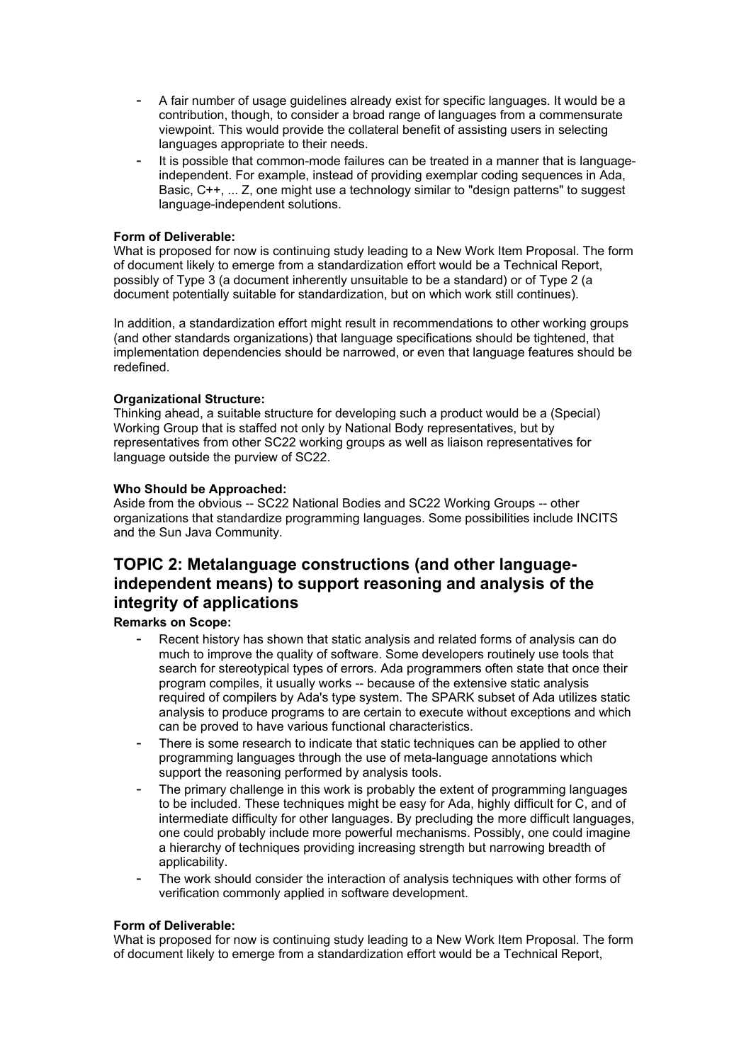- A fair number of usage guidelines already exist for specific languages. It would be a contribution, though, to consider a broad range of languages from a commensurate viewpoint. This would provide the collateral benefit of assisting users in selecting languages appropriate to their needs.
- It is possible that common-mode failures can be treated in a manner that is language-independent. For example, instead of providing exemplar coding sequences in Ada, Basic, C++, ... Z, one might use a technology similar to "design patterns" to suggest language-independent solutions.

**Form of Deliverable:**
What is proposed for now is continuing study leading to a New Work Item Proposal. The form of document likely to emerge from a standardization effort would be a Technical Report, possibly of Type 3 (a document inherently unsuitable to be a standard) or of Type 2 (a document potentially suitable for standardization, but on which work still continues).

In addition, a standardization effort might result in recommendations to other working groups (and other standards organizations) that language specifications should be tightened, that implementation dependencies should be narrowed, or even that language features should be redefined.

**Organizational Structure:**
Thinking ahead, a suitable structure for developing such a product would be a (Special) Working Group that is staffed not only by National Body representatives, but by representatives from other SC22 working groups as well as liaison representatives for language outside the purview of SC22.

**Who Should be Approached:**
Aside from the obvious -- SC22 National Bodies and SC22 Working Groups -- other organizations that standardize programming languages. Some possibilities include INCITS and the Sun Java Community.

## TOPIC 2: Metalanguage constructions (and other language-independent means) to support reasoning and analysis of the integrity of applications

**Remarks on Scope:**

- Recent history has shown that static analysis and related forms of analysis can do much to improve the quality of software. Some developers routinely use tools that search for stereotypical types of errors. Ada programmers often state that once their program compiles, it usually works -- because of the extensive static analysis required of compilers by Ada's type system. The SPARK subset of Ada utilizes static analysis to produce programs to are certain to execute without exceptions and which can be proved to have various functional characteristics.
- There is some research to indicate that static techniques can be applied to other programming languages through the use of meta-language annotations which support the reasoning performed by analysis tools.
- The primary challenge in this work is probably the extent of programming languages to be included. These techniques might be easy for Ada, highly difficult for C, and of intermediate difficulty for other languages. By precluding the more difficult languages, one could probably include more powerful mechanisms. Possibly, one could imagine a hierarchy of techniques providing increasing strength but narrowing breadth of applicability.
- The work should consider the interaction of analysis techniques with other forms of verification commonly applied in software development.

**Form of Deliverable:**
What is proposed for now is continuing study leading to a New Work Item Proposal. The form of document likely to emerge from a standardization effort would be a Technical Report,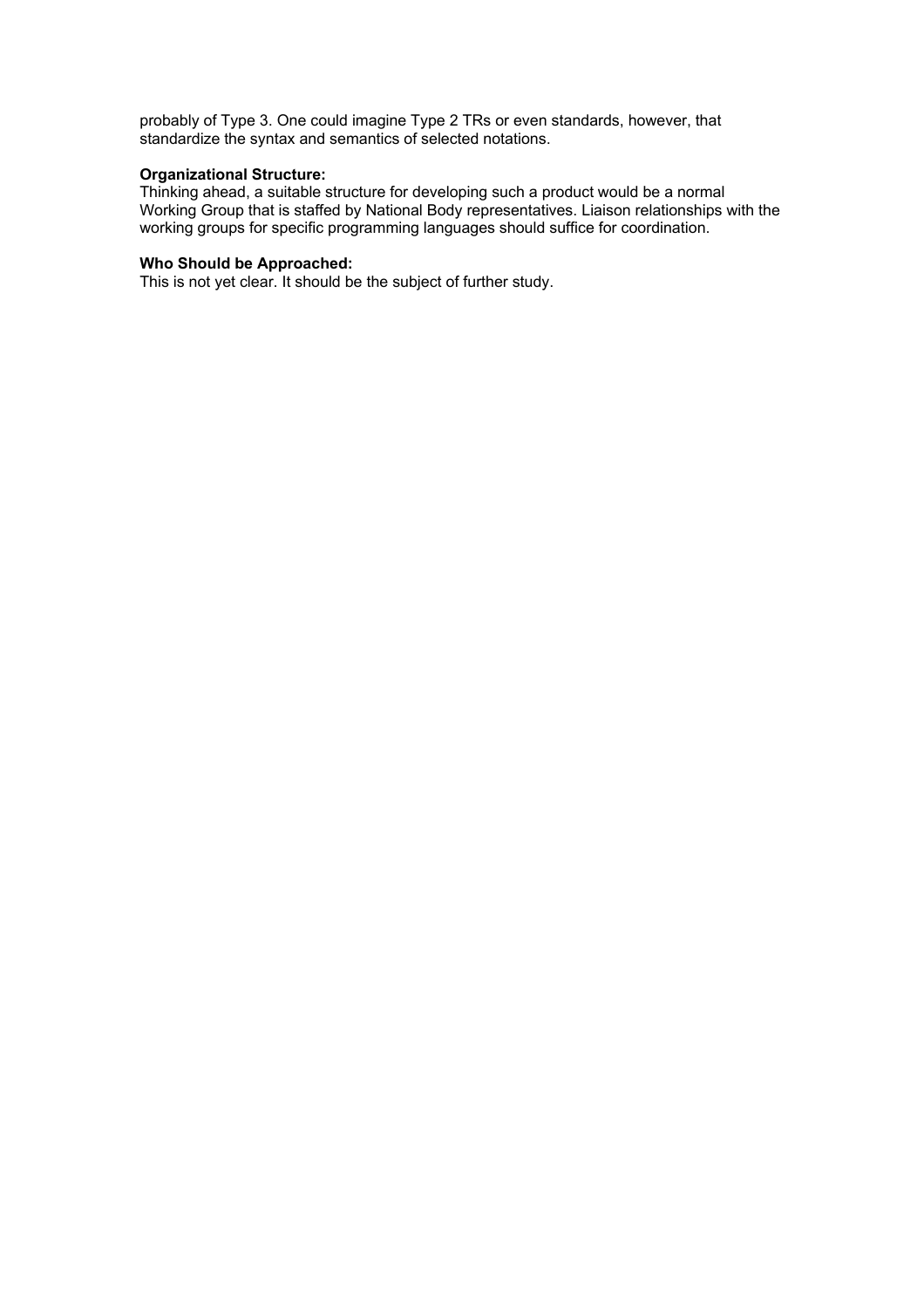probably of Type 3. One could imagine Type 2 TRs or even standards, however, that standardize the syntax and semantics of selected notations.

**Organizational Structure:**
Thinking ahead, a suitable structure for developing such a product would be a normal Working Group that is staffed by National Body representatives. Liaison relationships with the working groups for specific programming languages should suffice for coordination.

**Who Should be Approached:**
This is not yet clear. It should be the subject of further study.